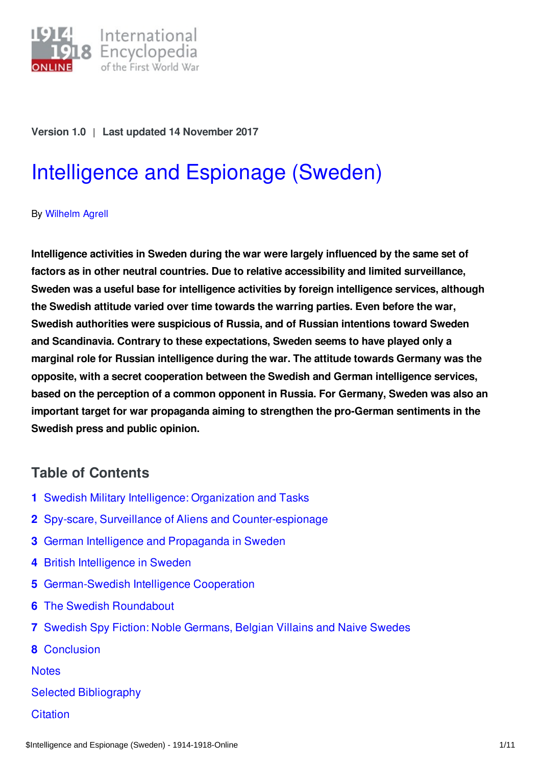Version 1.0 | Last updated 14 November 2017

# Intelligence and Espionage (Sweden)

By Wilhelm Agrell

**Intelligence activities in Sweden during the war were largely influenced by the same set of factors as in other neutral countries. Due to relative accessibility and limited surveillance, Sweden was a useful base for intelligence activities by foreign intelligence services, although the Swedish attitude varied over time towards the warring parties. Even before the war, Swedish authorities were suspicious of Russia, and of Russian intentions toward Sweden and Scandinavia. Contrary to these expectations, Sweden seems to have played only a marginal role for Russian intelligence during the war. The attitude towards Germany was the opposite, with a secret cooperation between the Swedish and German intelligence services, based on the perception of a common opponent in Russia. For Germany, Sweden was also an important target for war propaganda aiming to strengthen the pro-German sentiments in the Swedish press and public opinion.**

## Table of Contents

1. Swedish Military Intelligence: Organization and Tasks
2. Spy-scare, Surveillance of Aliens and Counter-espionage
3. German Intelligence and Propaganda in Sweden
4. British Intelligence in Sweden
5. German-Swedish Intelligence Cooperation
6. The Swedish Roundabout
7. Swedish Spy Fiction: Noble Germans, Belgian Villains and Naive Swedes
8. Conclusion

Notes

Selected Bibliography

Citation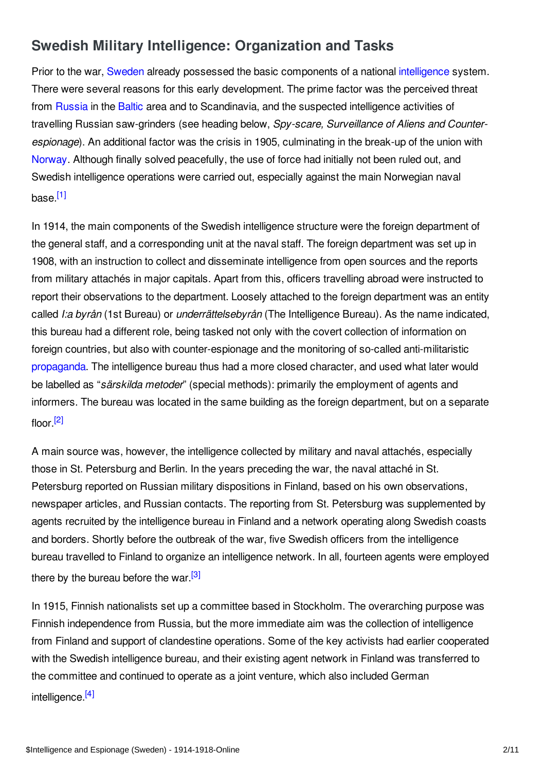## Swedish Military Intelligence: Organization and Tasks

Prior to the war, Sweden already possessed the basic components of a national intelligence system. There were several reasons for this early development. The prime factor was the perceived threat from Russia in the Baltic area and to Scandinavia, and the suspected intelligence activities of travelling Russian saw-grinders (see heading below, *Spy-scare, Surveillance of Aliens and Counter-espionage*). An additional factor was the crisis in 1905, culminating in the break-up of the union with Norway. Although finally solved peacefully, the use of force had initially not been ruled out, and Swedish intelligence operations were carried out, especially against the main Norwegian naval base.[1]

In 1914, the main components of the Swedish intelligence structure were the foreign department of the general staff, and a corresponding unit at the naval staff. The foreign department was set up in 1908, with an instruction to collect and disseminate intelligence from open sources and the reports from military attachés in major capitals. Apart from this, officers travelling abroad were instructed to report their observations to the department. Loosely attached to the foreign department was an entity called *I:a byrån* (1st Bureau) or *underrättelsebyrån* (The Intelligence Bureau). As the name indicated, this bureau had a different role, being tasked not only with the covert collection of information on foreign countries, but also with counter-espionage and the monitoring of so-called anti-militaristic propaganda. The intelligence bureau thus had a more closed character, and used what later would be labelled as "*särskilda metoder*" (special methods): primarily the employment of agents and informers. The bureau was located in the same building as the foreign department, but on a separate floor.[2]

A main source was, however, the intelligence collected by military and naval attachés, especially those in St. Petersburg and Berlin. In the years preceding the war, the naval attaché in St. Petersburg reported on Russian military dispositions in Finland, based on his own observations, newspaper articles, and Russian contacts. The reporting from St. Petersburg was supplemented by agents recruited by the intelligence bureau in Finland and a network operating along Swedish coasts and borders. Shortly before the outbreak of the war, five Swedish officers from the intelligence bureau travelled to Finland to organize an intelligence network. In all, fourteen agents were employed there by the bureau before the war.[3]

In 1915, Finnish nationalists set up a committee based in Stockholm. The overarching purpose was Finnish independence from Russia, but the more immediate aim was the collection of intelligence from Finland and support of clandestine operations. Some of the key activists had earlier cooperated with the Swedish intelligence bureau, and their existing agent network in Finland was transferred to the committee and continued to operate as a joint venture, which also included German intelligence.[4]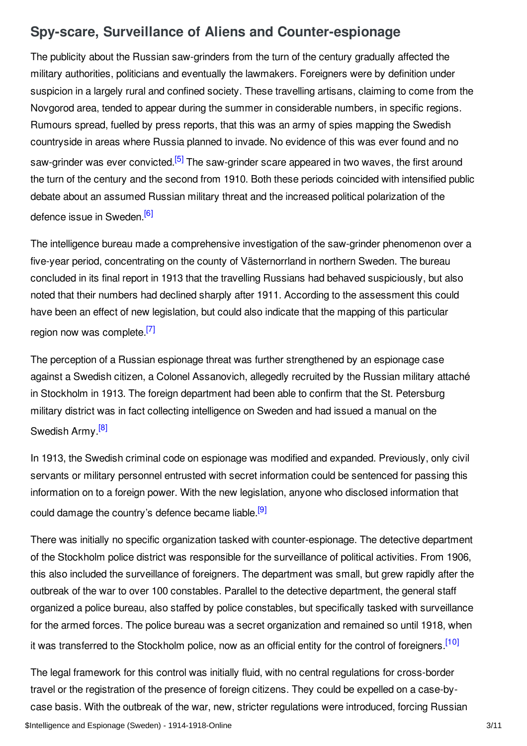## Spy-scare, Surveillance of Aliens and Counter-espionage

The publicity about the Russian saw-grinders from the turn of the century gradually affected the military authorities, politicians and eventually the lawmakers. Foreigners were by definition under suspicion in a largely rural and confined society. These travelling artisans, claiming to come from the Novgorod area, tended to appear during the summer in considerable numbers, in specific regions. Rumours spread, fuelled by press reports, that this was an army of spies mapping the Swedish countryside in areas where Russia planned to invade. No evidence of this was ever found and no saw-grinder was ever convicted.[5] The saw-grinder scare appeared in two waves, the first around the turn of the century and the second from 1910. Both these periods coincided with intensified public debate about an assumed Russian military threat and the increased political polarization of the defence issue in Sweden.[6]

The intelligence bureau made a comprehensive investigation of the saw-grinder phenomenon over a five-year period, concentrating on the county of Västernorrland in northern Sweden. The bureau concluded in its final report in 1913 that the travelling Russians had behaved suspiciously, but also noted that their numbers had declined sharply after 1911. According to the assessment this could have been an effect of new legislation, but could also indicate that the mapping of this particular region now was complete.[7]

The perception of a Russian espionage threat was further strengthened by an espionage case against a Swedish citizen, a Colonel Assanovich, allegedly recruited by the Russian military attaché in Stockholm in 1913. The foreign department had been able to confirm that the St. Petersburg military district was in fact collecting intelligence on Sweden and had issued a manual on the Swedish Army.[8]

In 1913, the Swedish criminal code on espionage was modified and expanded. Previously, only civil servants or military personnel entrusted with secret information could be sentenced for passing this information on to a foreign power. With the new legislation, anyone who disclosed information that could damage the country's defence became liable.[9]

There was initially no specific organization tasked with counter-espionage. The detective department of the Stockholm police district was responsible for the surveillance of political activities. From 1906, this also included the surveillance of foreigners. The department was small, but grew rapidly after the outbreak of the war to over 100 constables. Parallel to the detective department, the general staff organized a police bureau, also staffed by police constables, but specifically tasked with surveillance for the armed forces. The police bureau was a secret organization and remained so until 1918, when it was transferred to the Stockholm police, now as an official entity for the control of foreigners.[10]

The legal framework for this control was initially fluid, with no central regulations for cross-border travel or the registration of the presence of foreign citizens. They could be expelled on a case-by-case basis. With the outbreak of the war, new, stricter regulations were introduced, forcing Russian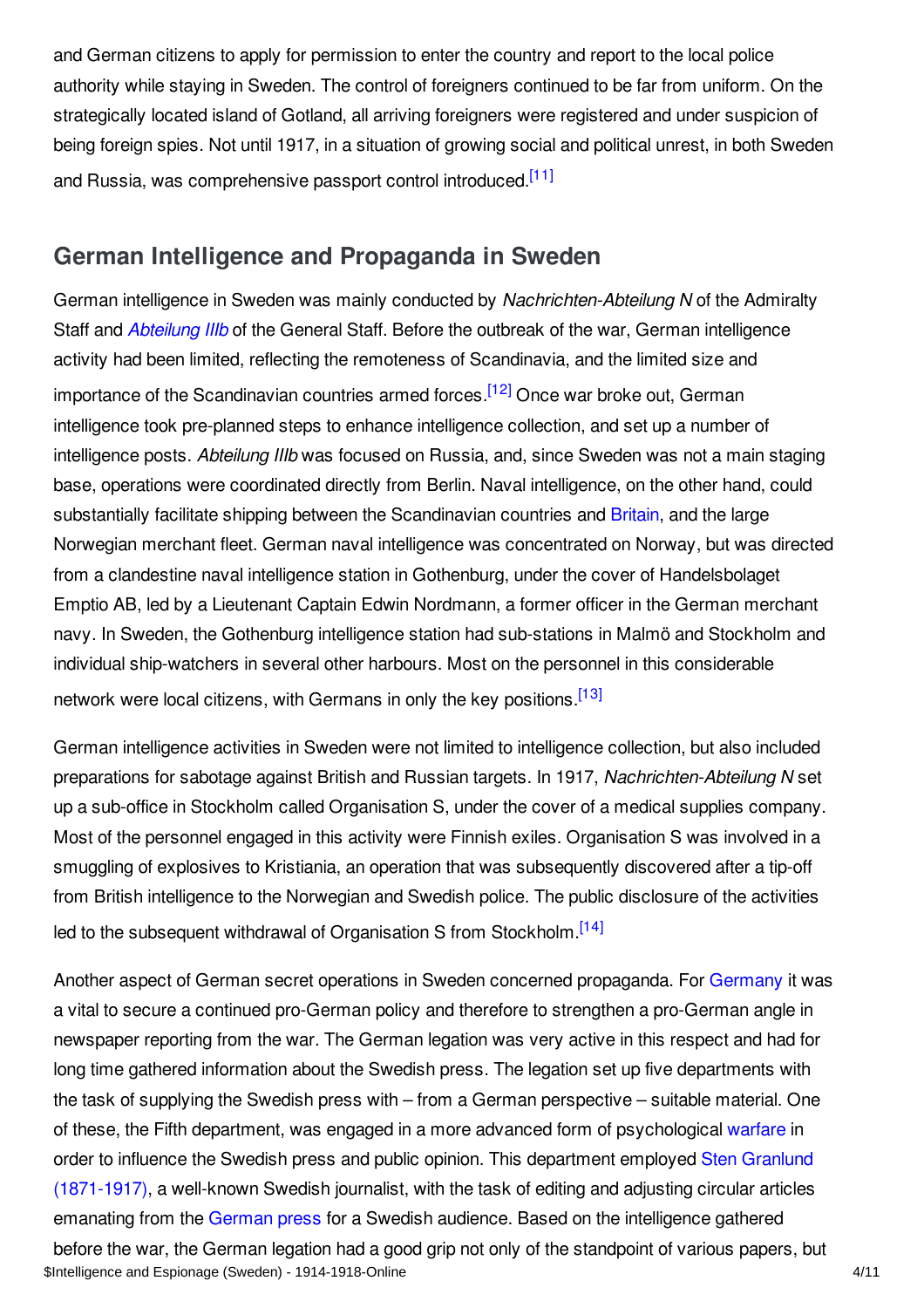and German citizens to apply for permission to enter the country and report to the local police authority while staying in Sweden. The control of foreigners continued to be far from uniform. On the strategically located island of Gotland, all arriving foreigners were registered and under suspicion of being foreign spies. Not until 1917, in a situation of growing social and political unrest, in both Sweden and Russia, was comprehensive passport control introduced.[11]

## German Intelligence and Propaganda in Sweden

German intelligence in Sweden was mainly conducted by *Nachrichten-Abteilung N* of the Admiralty Staff and *Abteilung IIIb* of the General Staff. Before the outbreak of the war, German intelligence activity had been limited, reflecting the remoteness of Scandinavia, and the limited size and importance of the Scandinavian countries armed forces.[12] Once war broke out, German intelligence took pre-planned steps to enhance intelligence collection, and set up a number of intelligence posts. *Abteilung IIIb* was focused on Russia, and, since Sweden was not a main staging base, operations were coordinated directly from Berlin. Naval intelligence, on the other hand, could substantially facilitate shipping between the Scandinavian countries and Britain, and the large Norwegian merchant fleet. German naval intelligence was concentrated on Norway, but was directed from a clandestine naval intelligence station in Gothenburg, under the cover of Handelsbolaget Emptio AB, led by a Lieutenant Captain Edwin Nordmann, a former officer in the German merchant navy. In Sweden, the Gothenburg intelligence station had sub-stations in Malmö and Stockholm and individual ship-watchers in several other harbours. Most on the personnel in this considerable network were local citizens, with Germans in only the key positions.[13]

German intelligence activities in Sweden were not limited to intelligence collection, but also included preparations for sabotage against British and Russian targets. In 1917, *Nachrichten-Abteilung N* set up a sub-office in Stockholm called Organisation S, under the cover of a medical supplies company. Most of the personnel engaged in this activity were Finnish exiles. Organisation S was involved in a smuggling of explosives to Kristiania, an operation that was subsequently discovered after a tip-off from British intelligence to the Norwegian and Swedish police. The public disclosure of the activities led to the subsequent withdrawal of Organisation S from Stockholm.[14]

Another aspect of German secret operations in Sweden concerned propaganda. For Germany it was a vital to secure a continued pro-German policy and therefore to strengthen a pro-German angle in newspaper reporting from the war. The German legation was very active in this respect and had for long time gathered information about the Swedish press. The legation set up five departments with the task of supplying the Swedish press with – from a German perspective – suitable material. One of these, the Fifth department, was engaged in a more advanced form of psychological warfare in order to influence the Swedish press and public opinion. This department employed Sten Granlund (1871-1917), a well-known Swedish journalist, with the task of editing and adjusting circular articles emanating from the German press for a Swedish audience. Based on the intelligence gathered before the war, the German legation had a good grip not only of the standpoint of various papers, but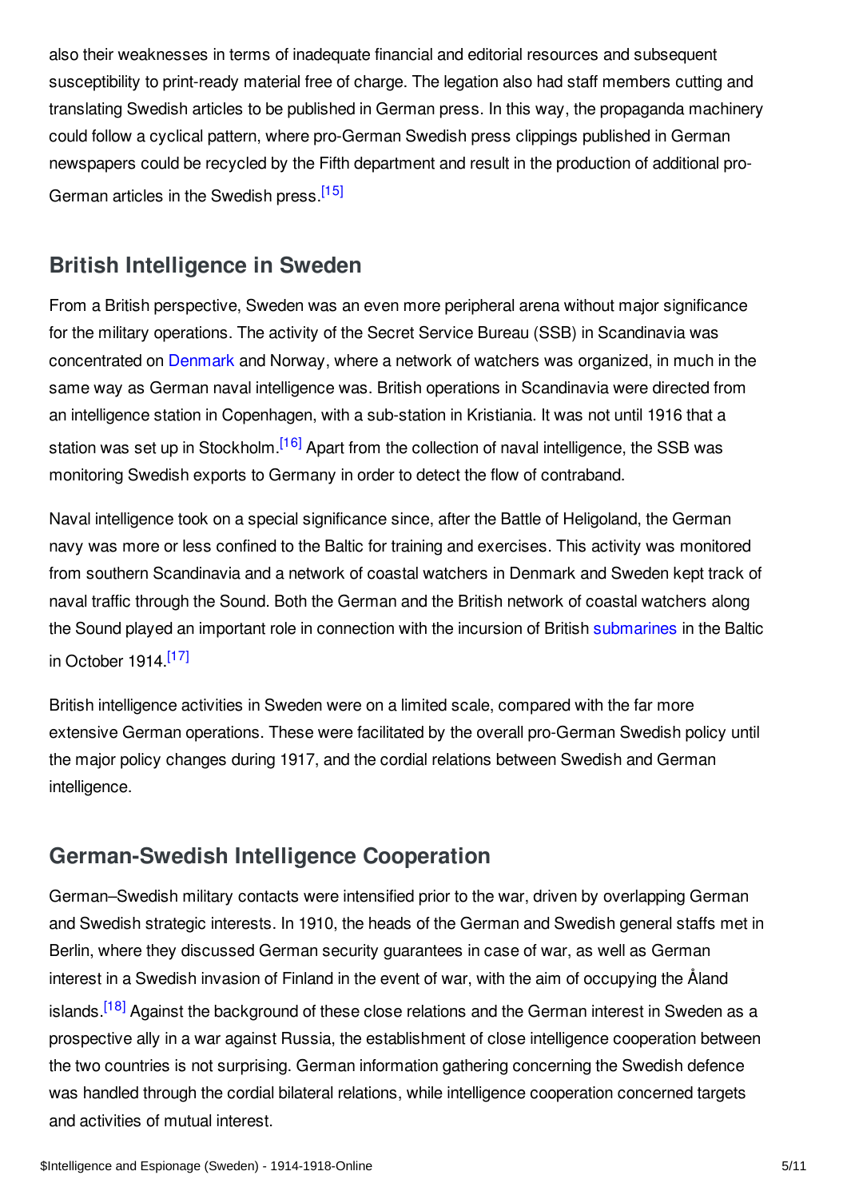also their weaknesses in terms of inadequate financial and editorial resources and subsequent susceptibility to print-ready material free of charge. The legation also had staff members cutting and translating Swedish articles to be published in German press. In this way, the propaganda machinery could follow a cyclical pattern, where pro-German Swedish press clippings published in German newspapers could be recycled by the Fifth department and result in the production of additional pro-German articles in the Swedish press.[15]

## British Intelligence in Sweden

From a British perspective, Sweden was an even more peripheral arena without major significance for the military operations. The activity of the Secret Service Bureau (SSB) in Scandinavia was concentrated on Denmark and Norway, where a network of watchers was organized, in much in the same way as German naval intelligence was. British operations in Scandinavia were directed from an intelligence station in Copenhagen, with a sub-station in Kristiania. It was not until 1916 that a station was set up in Stockholm.[16] Apart from the collection of naval intelligence, the SSB was monitoring Swedish exports to Germany in order to detect the flow of contraband.

Naval intelligence took on a special significance since, after the Battle of Heligoland, the German navy was more or less confined to the Baltic for training and exercises. This activity was monitored from southern Scandinavia and a network of coastal watchers in Denmark and Sweden kept track of naval traffic through the Sound. Both the German and the British network of coastal watchers along the Sound played an important role in connection with the incursion of British submarines in the Baltic in October 1914.[17]

British intelligence activities in Sweden were on a limited scale, compared with the far more extensive German operations. These were facilitated by the overall pro-German Swedish policy until the major policy changes during 1917, and the cordial relations between Swedish and German intelligence.

## German-Swedish Intelligence Cooperation

German–Swedish military contacts were intensified prior to the war, driven by overlapping German and Swedish strategic interests. In 1910, the heads of the German and Swedish general staffs met in Berlin, where they discussed German security guarantees in case of war, as well as German interest in a Swedish invasion of Finland in the event of war, with the aim of occupying the Åland islands.[18] Against the background of these close relations and the German interest in Sweden as a prospective ally in a war against Russia, the establishment of close intelligence cooperation between the two countries is not surprising. German information gathering concerning the Swedish defence was handled through the cordial bilateral relations, while intelligence cooperation concerned targets and activities of mutual interest.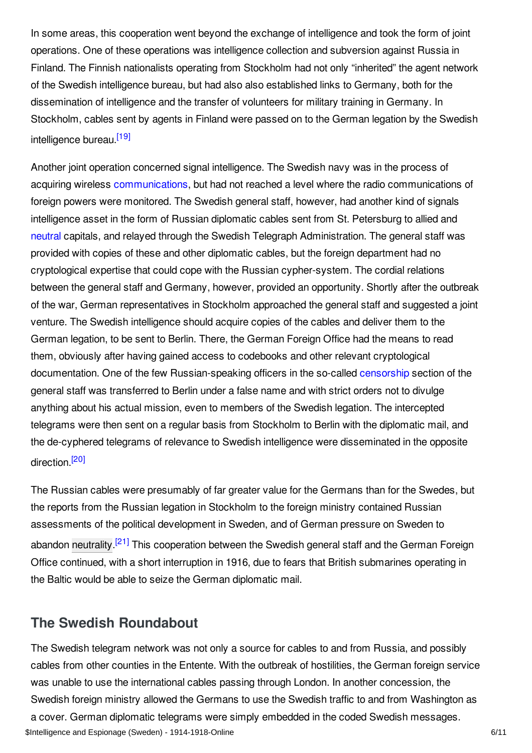In some areas, this cooperation went beyond the exchange of intelligence and took the form of joint operations. One of these operations was intelligence collection and subversion against Russia in Finland. The Finnish nationalists operating from Stockholm had not only "inherited" the agent network of the Swedish intelligence bureau, but had also also established links to Germany, both for the dissemination of intelligence and the transfer of volunteers for military training in Germany. In Stockholm, cables sent by agents in Finland were passed on to the German legation by the Swedish intelligence bureau.[19]

Another joint operation concerned signal intelligence. The Swedish navy was in the process of acquiring wireless communications, but had not reached a level where the radio communications of foreign powers were monitored. The Swedish general staff, however, had another kind of signals intelligence asset in the form of Russian diplomatic cables sent from St. Petersburg to allied and neutral capitals, and relayed through the Swedish Telegraph Administration. The general staff was provided with copies of these and other diplomatic cables, but the foreign department had no cryptological expertise that could cope with the Russian cypher-system. The cordial relations between the general staff and Germany, however, provided an opportunity. Shortly after the outbreak of the war, German representatives in Stockholm approached the general staff and suggested a joint venture. The Swedish intelligence should acquire copies of the cables and deliver them to the German legation, to be sent to Berlin. There, the German Foreign Office had the means to read them, obviously after having gained access to codebooks and other relevant cryptological documentation. One of the few Russian-speaking officers in the so-called censorship section of the general staff was transferred to Berlin under a false name and with strict orders not to divulge anything about his actual mission, even to members of the Swedish legation. The intercepted telegrams were then sent on a regular basis from Stockholm to Berlin with the diplomatic mail, and the de-cyphered telegrams of relevance to Swedish intelligence were disseminated in the opposite direction.[20]

The Russian cables were presumably of far greater value for the Germans than for the Swedes, but the reports from the Russian legation in Stockholm to the foreign ministry contained Russian assessments of the political development in Sweden, and of German pressure on Sweden to abandon neutrality.[21] This cooperation between the Swedish general staff and the German Foreign Office continued, with a short interruption in 1916, due to fears that British submarines operating in the Baltic would be able to seize the German diplomatic mail.

## The Swedish Roundabout

The Swedish telegram network was not only a source for cables to and from Russia, and possibly cables from other counties in the Entente. With the outbreak of hostilities, the German foreign service was unable to use the international cables passing through London. In another concession, the Swedish foreign ministry allowed the Germans to use the Swedish traffic to and from Washington as a cover. German diplomatic telegrams were simply embedded in the coded Swedish messages.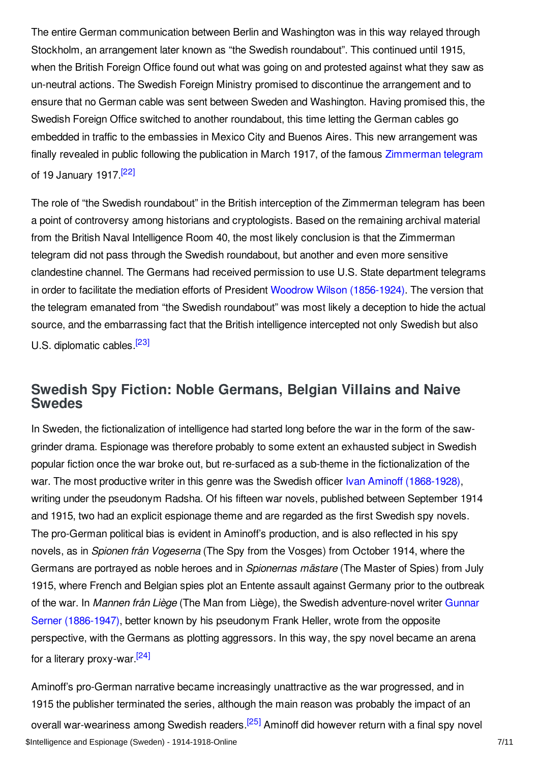The entire German communication between Berlin and Washington was in this way relayed through Stockholm, an arrangement later known as “the Swedish roundabout”. This continued until 1915, when the British Foreign Office found out what was going on and protested against what they saw as un-neutral actions. The Swedish Foreign Ministry promised to discontinue the arrangement and to ensure that no German cable was sent between Sweden and Washington. Having promised this, the Swedish Foreign Office switched to another roundabout, this time letting the German cables go embedded in traffic to the embassies in Mexico City and Buenos Aires. This new arrangement was finally revealed in public following the publication in March 1917, of the famous Zimmerman telegram of 19 January 1917.[22]

The role of “the Swedish roundabout” in the British interception of the Zimmerman telegram has been a point of controversy among historians and cryptologists. Based on the remaining archival material from the British Naval Intelligence Room 40, the most likely conclusion is that the Zimmerman telegram did not pass through the Swedish roundabout, but another and even more sensitive clandestine channel. The Germans had received permission to use U.S. State department telegrams in order to facilitate the mediation efforts of President Woodrow Wilson (1856-1924). The version that the telegram emanated from “the Swedish roundabout” was most likely a deception to hide the actual source, and the embarrassing fact that the British intelligence intercepted not only Swedish but also U.S. diplomatic cables.[23]

## Swedish Spy Fiction: Noble Germans, Belgian Villains and Naive Swedes

In Sweden, the fictionalization of intelligence had started long before the war in the form of the saw-grinder drama. Espionage was therefore probably to some extent an exhausted subject in Swedish popular fiction once the war broke out, but re-surfaced as a sub-theme in the fictionalization of the war. The most productive writer in this genre was the Swedish officer Ivan Aminoff (1868-1928), writing under the pseudonym Radsha. Of his fifteen war novels, published between September 1914 and 1915, two had an explicit espionage theme and are regarded as the first Swedish spy novels. The pro-German political bias is evident in Aminoff’s production, and is also reflected in his spy novels, as in *Spionen från Vogeserna* (The Spy from the Vosges) from October 1914, where the Germans are portrayed as noble heroes and in *Spionernas mästare* (The Master of Spies) from July 1915, where French and Belgian spies plot an Entente assault against Germany prior to the outbreak of the war. In *Mannen från Liège* (The Man from Liège), the Swedish adventure-novel writer Gunnar Serner (1886-1947), better known by his pseudonym Frank Heller, wrote from the opposite perspective, with the Germans as plotting aggressors. In this way, the spy novel became an arena for a literary proxy-war.[24]

Aminoff’s pro-German narrative became increasingly unattractive as the war progressed, and in 1915 the publisher terminated the series, although the main reason was probably the impact of an overall war-weariness among Swedish readers.[25] Aminoff did however return with a final spy novel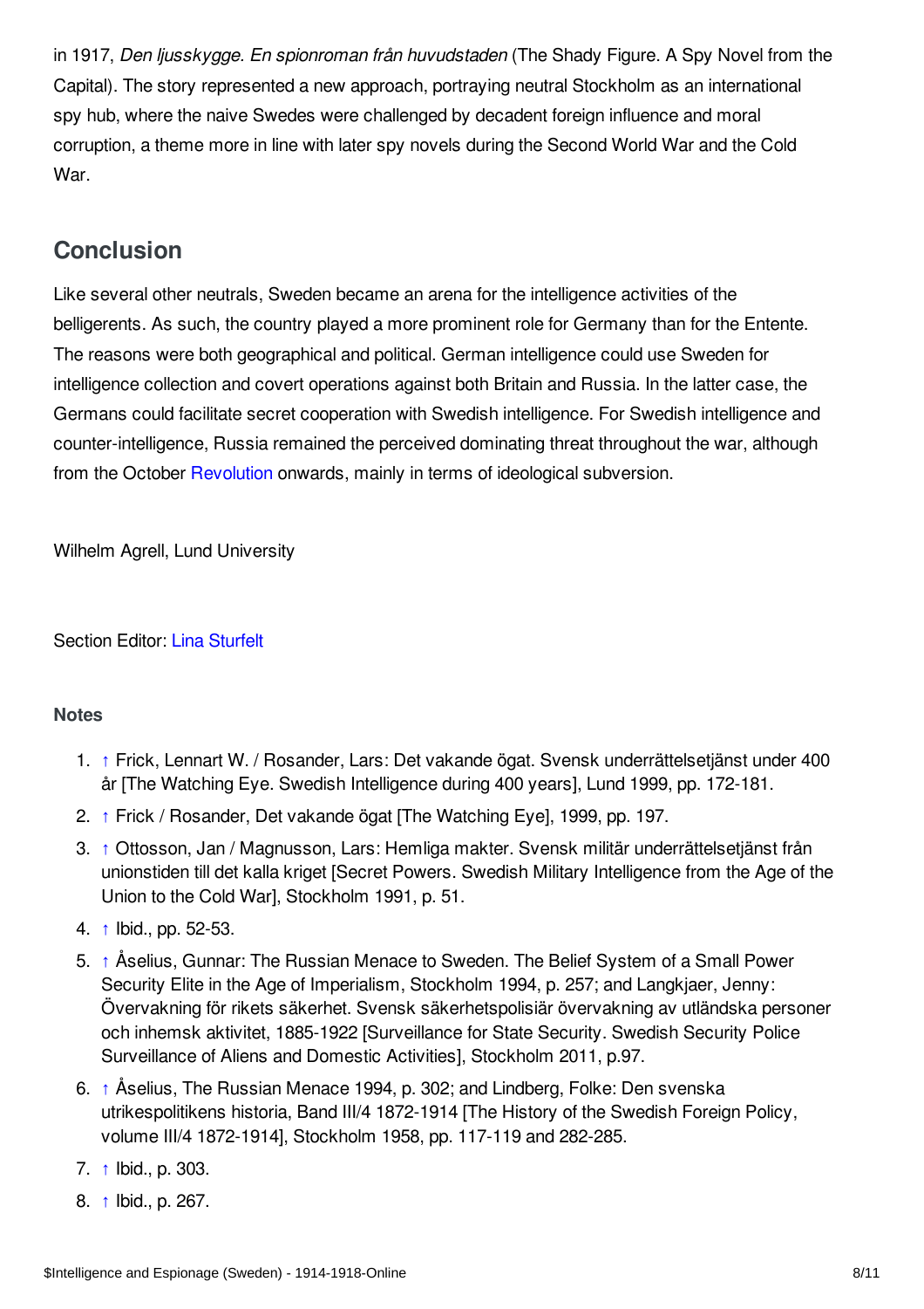in 1917, *Den ljusskygge. En spionroman från huvudstaden* (The Shady Figure. A Spy Novel from the Capital). The story represented a new approach, portraying neutral Stockholm as an international spy hub, where the naive Swedes were challenged by decadent foreign influence and moral corruption, a theme more in line with later spy novels during the Second World War and the Cold War.

## Conclusion

Like several other neutrals, Sweden became an arena for the intelligence activities of the belligerents. As such, the country played a more prominent role for Germany than for the Entente. The reasons were both geographical and political. German intelligence could use Sweden for intelligence collection and covert operations against both Britain and Russia. In the latter case, the Germans could facilitate secret cooperation with Swedish intelligence. For Swedish intelligence and counter-intelligence, Russia remained the perceived dominating threat throughout the war, although from the October Revolution onwards, mainly in terms of ideological subversion.

Wilhelm Agrell, Lund University

Section Editor: Lina Sturfelt

### Notes

1. ↑ Frick, Lennart W. / Rosander, Lars: Det vakande ögat. Svensk underrättelsetjänst under 400 år [The Watching Eye. Swedish Intelligence during 400 years], Lund 1999, pp. 172-181.
2. ↑ Frick / Rosander, Det vakande ögat [The Watching Eye], 1999, pp. 197.
3. ↑ Ottosson, Jan / Magnusson, Lars: Hemliga makter. Svensk militär underrättelsetjänst från unionstiden till det kalla kriget [Secret Powers. Swedish Military Intelligence from the Age of the Union to the Cold War], Stockholm 1991, p. 51.
4. ↑ Ibid., pp. 52-53.
5. ↑ Åselius, Gunnar: The Russian Menace to Sweden. The Belief System of a Small Power Security Elite in the Age of Imperialism, Stockholm 1994, p. 257; and Langkjaer, Jenny: Övervakning för rikets säkerhet. Svensk säkerhetspolisiär övervakning av utländska personer och inhemsk aktivitet, 1885-1922 [Surveillance for State Security. Swedish Security Police Surveillance of Aliens and Domestic Activities], Stockholm 2011, p.97.
6. ↑ Åselius, The Russian Menace 1994, p. 302; and Lindberg, Folke: Den svenska utrikespolitikens historia, Band III/4 1872-1914 [The History of the Swedish Foreign Policy, volume III/4 1872-1914], Stockholm 1958, pp. 117-119 and 282-285.
7. ↑ Ibid., p. 303.
8. ↑ Ibid., p. 267.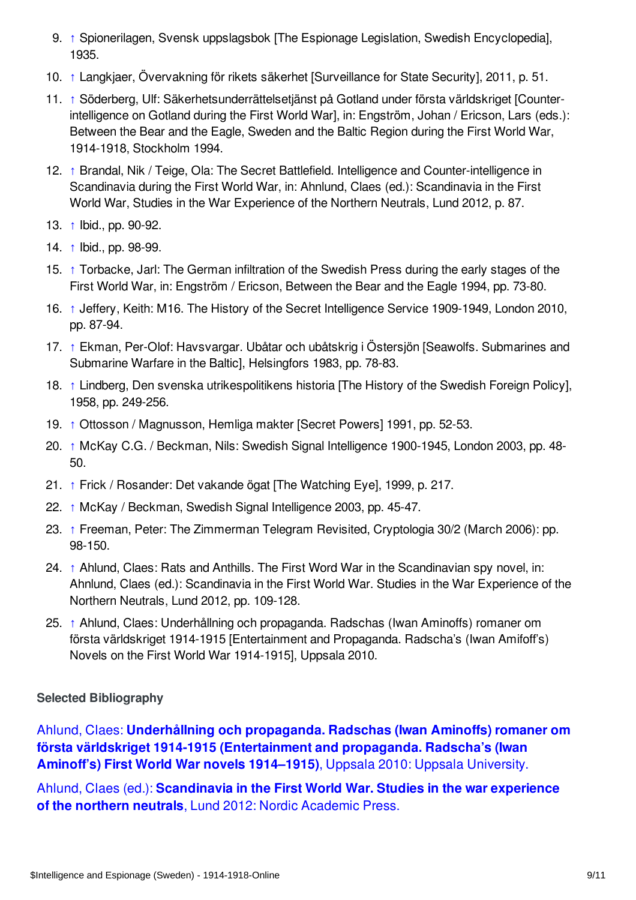9. ↑ Spionerilagen, Svensk uppslagsbok [The Espionage Legislation, Swedish Encyclopedia], 1935.
10. ↑ Langkjaer, Övervakning för rikets säkerhet [Surveillance for State Security], 2011, p. 51.
11. ↑ Söderberg, Ulf: Säkerhetsunderrättelsetjänst på Gotland under första världskriget [Counter-intelligence on Gotland during the First World War], in: Engström, Johan / Ericson, Lars (eds.): Between the Bear and the Eagle, Sweden and the Baltic Region during the First World War, 1914-1918, Stockholm 1994.
12. ↑ Brandal, Nik / Teige, Ola: The Secret Battlefield. Intelligence and Counter-intelligence in Scandinavia during the First World War, in: Ahnlund, Claes (ed.): Scandinavia in the First World War, Studies in the War Experience of the Northern Neutrals, Lund 2012, p. 87.
13. ↑ Ibid., pp. 90-92.
14. ↑ Ibid., pp. 98-99.
15. ↑ Torbacke, Jarl: The German infiltration of the Swedish Press during the early stages of the First World War, in: Engström / Ericson, Between the Bear and the Eagle 1994, pp. 73-80.
16. ↑ Jeffery, Keith: M16. The History of the Secret Intelligence Service 1909-1949, London 2010, pp. 87-94.
17. ↑ Ekman, Per-Olof: Havsvargar. Ubåtar och ubåtskrig i Östersjön [Seawolfs. Submarines and Submarine Warfare in the Baltic], Helsingfors 1983, pp. 78-83.
18. ↑ Lindberg, Den svenska utrikespolitikens historia [The History of the Swedish Foreign Policy], 1958, pp. 249-256.
19. ↑ Ottosson / Magnusson, Hemliga makter [Secret Powers] 1991, pp. 52-53.
20. ↑ McKay C.G. / Beckman, Nils: Swedish Signal Intelligence 1900-1945, London 2003, pp. 48-50.
21. ↑ Frick / Rosander: Det vakande ögat [The Watching Eye], 1999, p. 217.
22. ↑ McKay / Beckman, Swedish Signal Intelligence 2003, pp. 45-47.
23. ↑ Freeman, Peter: The Zimmerman Telegram Revisited, Cryptologia 30/2 (March 2006): pp. 98-150.
24. ↑ Ahlund, Claes: Rats and Anthills. The First Word War in the Scandinavian spy novel, in: Ahnlund, Claes (ed.): Scandinavia in the First World War. Studies in the War Experience of the Northern Neutrals, Lund 2012, pp. 109-128.
25. ↑ Ahlund, Claes: Underhållning och propaganda. Radschas (Iwan Aminoffs) romaner om första världskriget 1914-1915 [Entertainment and Propaganda. Radscha's (Iwan Amifoff's) Novels on the First World War 1914-1915], Uppsala 2010.

### Selected Bibliography

Ahlund, Claes: **Underhållning och propaganda. Radschas (Iwan Aminoffs) romaner om första världskriget 1914-1915 (Entertainment and propaganda. Radscha's (Iwan Aminoff's) First World War novels 1914–1915)**, Uppsala 2010: Uppsala University.

Ahlund, Claes (ed.): **Scandinavia in the First World War. Studies in the war experience of the northern neutrals**, Lund 2012: Nordic Academic Press.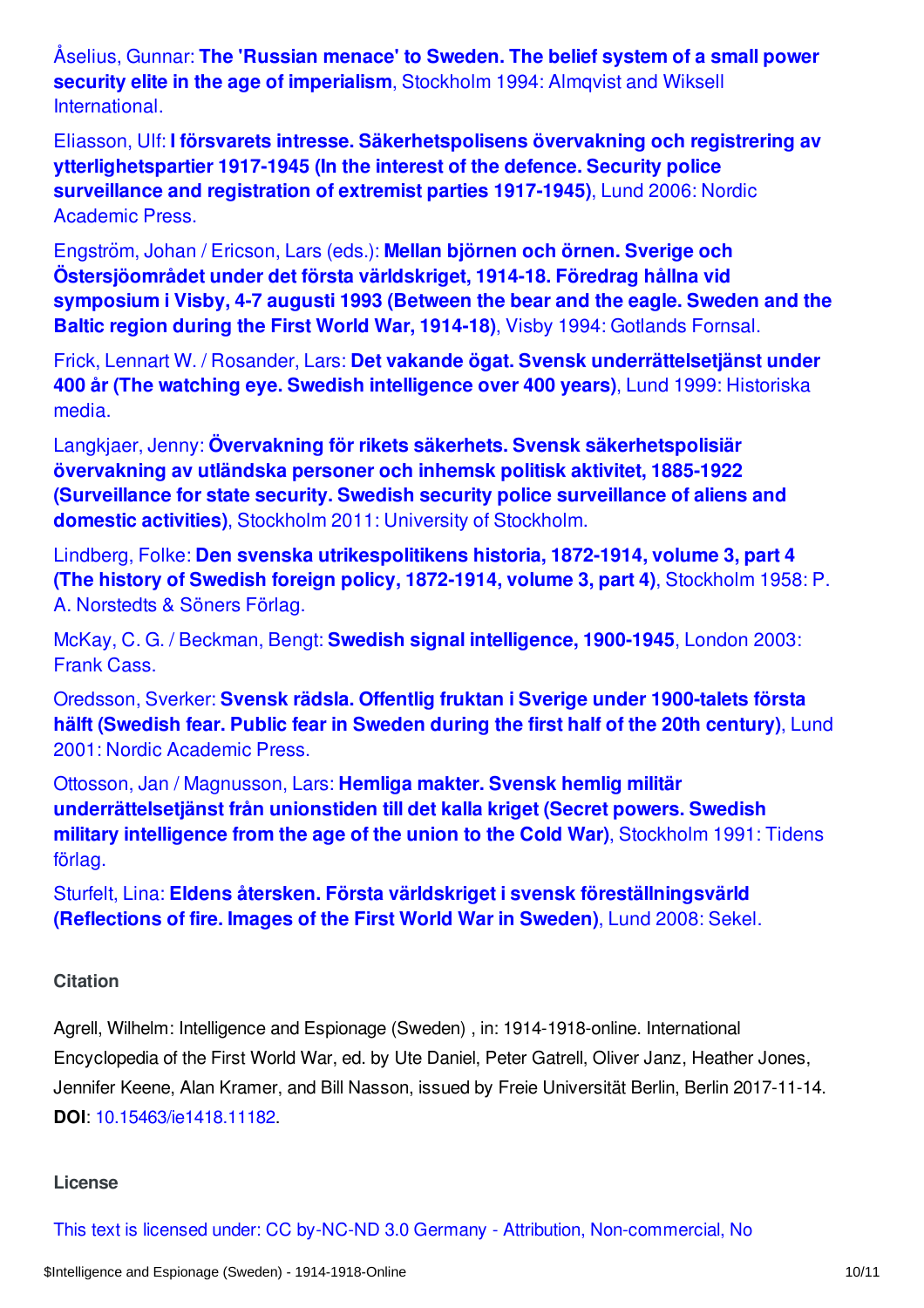Åselius, Gunnar: **The 'Russian menace' to Sweden. The belief system of a small power security elite in the age of imperialism**, Stockholm 1994: Almqvist and Wiksell International.

Eliasson, Ulf: **I försvarets intresse. Säkerhetspolisens övervakning och registrering av ytterlighetspartier 1917-1945 (In the interest of the defence. Security police surveillance and registration of extremist parties 1917-1945)**, Lund 2006: Nordic Academic Press.

Engström, Johan / Ericson, Lars (eds.): **Mellan björnen och örnen. Sverige och Östersjöområdet under det första världskriget, 1914-18. Föredrag hållna vid symposium i Visby, 4-7 augusti 1993 (Between the bear and the eagle. Sweden and the Baltic region during the First World War, 1914-18)**, Visby 1994: Gotlands Fornsal.

Frick, Lennart W. / Rosander, Lars: **Det vakande ögat. Svensk underrättelsetjänst under 400 år (The watching eye. Swedish intelligence over 400 years)**, Lund 1999: Historiska media.

Langkjaer, Jenny: **Övervakning för rikets säkerhets. Svensk säkerhetspolisiär övervakning av utländska personer och inhemsk politisk aktivitet, 1885-1922 (Surveillance for state security. Swedish security police surveillance of aliens and domestic activities)**, Stockholm 2011: University of Stockholm.

Lindberg, Folke: **Den svenska utrikespolitikens historia, 1872-1914, volume 3, part 4 (The history of Swedish foreign policy, 1872-1914, volume 3, part 4)**, Stockholm 1958: P. A. Norstedts & Söners Förlag.

McKay, C. G. / Beckman, Bengt: **Swedish signal intelligence, 1900-1945**, London 2003: Frank Cass.

Oredsson, Sverker: **Svensk rädsla. Offentlig fruktan i Sverige under 1900-talets första hälft (Swedish fear. Public fear in Sweden during the first half of the 20th century)**, Lund 2001: Nordic Academic Press.

Ottosson, Jan / Magnusson, Lars: **Hemliga makter. Svensk hemlig militär underrättelsetjänst från unionstiden till det kalla kriget (Secret powers. Swedish military intelligence from the age of the union to the Cold War)**, Stockholm 1991: Tidens förlag.

Sturfelt, Lina: **Eldens återsken. Första världskriget i svensk föreställningsvärld (Reflections of fire. Images of the First World War in Sweden)**, Lund 2008: Sekel.

### Citation

Agrell, Wilhelm: Intelligence and Espionage (Sweden) , in: 1914-1918-online. International Encyclopedia of the First World War, ed. by Ute Daniel, Peter Gatrell, Oliver Janz, Heather Jones, Jennifer Keene, Alan Kramer, and Bill Nasson, issued by Freie Universität Berlin, Berlin 2017-11-14. **DOI**: 10.15463/ie1418.11182.

### License

This text is licensed under: CC by-NC-ND 3.0 Germany - Attribution, Non-commercial, No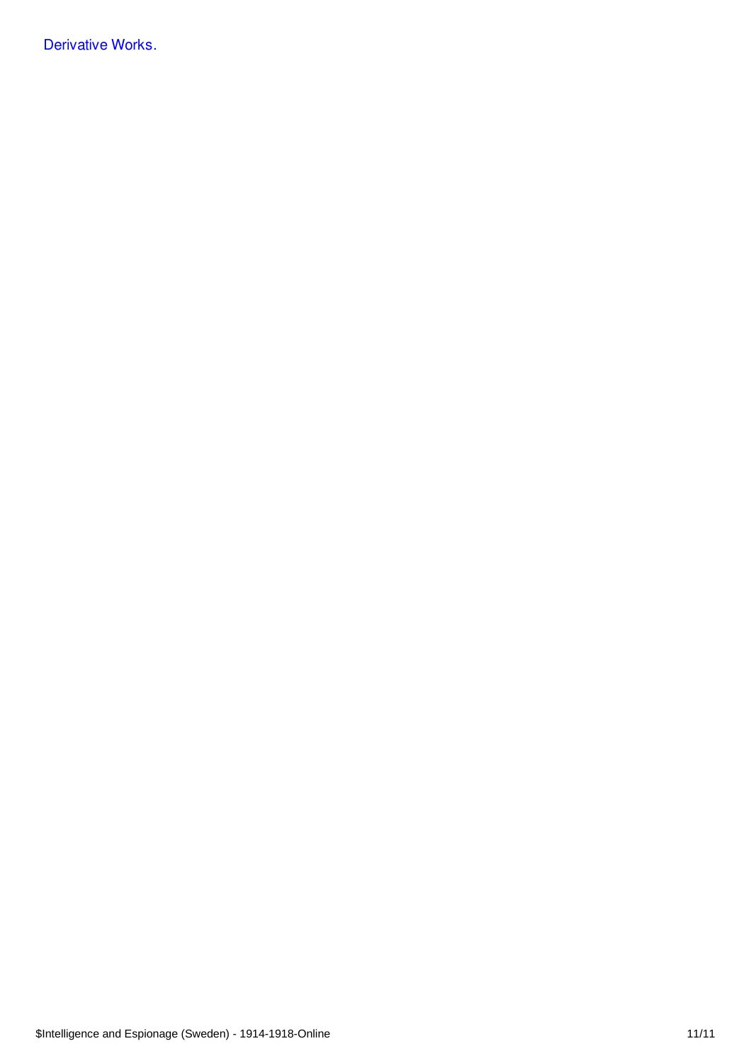Derivative Works.